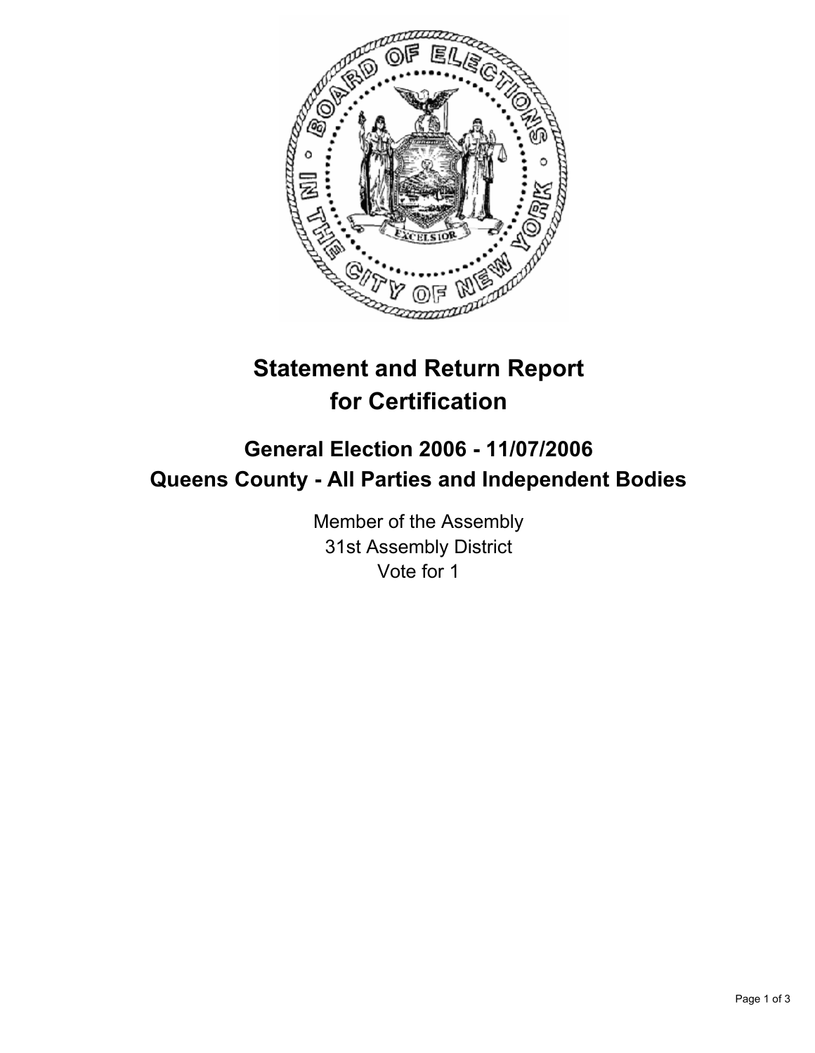# Statement and Return Report for Certification

## General Election 2006 - 11/07/2006
## Queens County - All Parties and Independent Bodies

Member of the Assembly
31st Assembly District
Vote for 1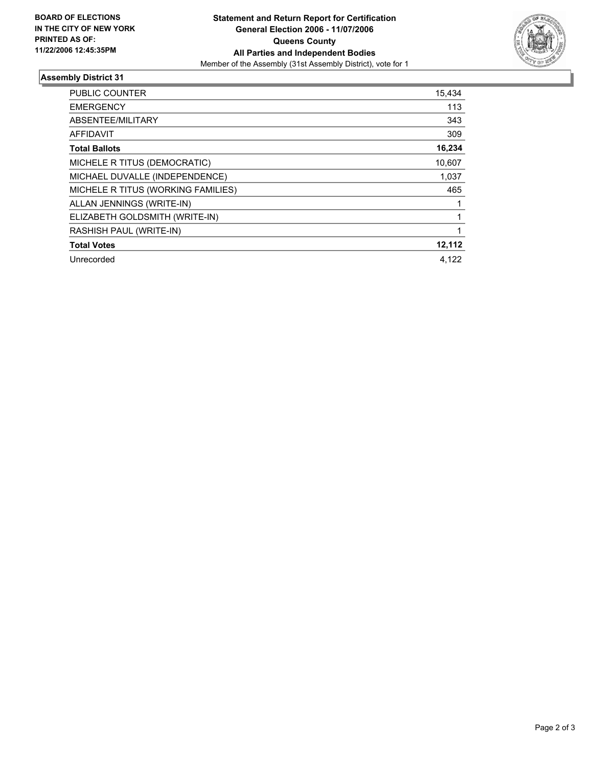**BOARD OF ELECTIONS IN THE CITY OF NEW YORK PRINTED AS OF: 11/22/2006 12:45:35PM**

# Statement and Return Report for Certification
## General Election 2006 - 11/07/2006
## Queens County
## All Parties and Independent Bodies

Member of the Assembly (31st Assembly District), vote for 1

### Assembly District 31

| | |
|---|---|
| PUBLIC COUNTER | 15,434 |
| EMERGENCY | 113 |
| ABSENTEE/MILITARY | 343 |
| AFFIDAVIT | 309 |
| **Total Ballots** | **16,234** |
| MICHELE R TITUS (DEMOCRATIC) | 10,607 |
| MICHAEL DUVALLE (INDEPENDENCE) | 1,037 |
| MICHELE R TITUS (WORKING FAMILIES) | 465 |
| ALLAN JENNINGS (WRITE-IN) | 1 |
| ELIZABETH GOLDSMITH (WRITE-IN) | 1 |
| RASHISH PAUL (WRITE-IN) | 1 |
| **Total Votes** | **12,112** |
| Unrecorded | 4,122 |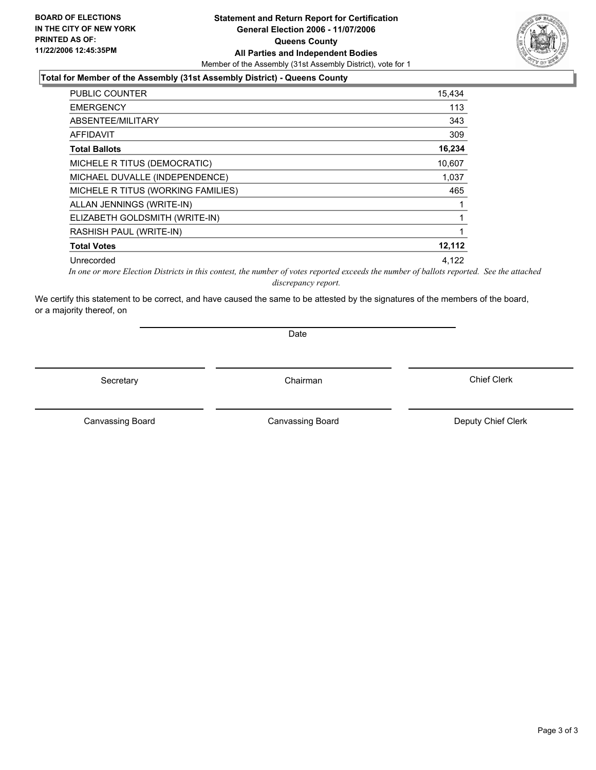**BOARD OF ELECTIONS IN THE CITY OF NEW YORK PRINTED AS OF: 11/22/2006 12:45:35PM**

**Statement and Return Report for Certification**
**General Election 2006 - 11/07/2006**
**Queens County**
**All Parties and Independent Bodies**
Member of the Assembly (31st Assembly District), vote for 1

**Total for Member of the Assembly (31st Assembly District) - Queens County**

| | |
|---|---|
| PUBLIC COUNTER | 15,434 |
| EMERGENCY | 113 |
| ABSENTEE/MILITARY | 343 |
| AFFIDAVIT | 309 |
| **Total Ballots** | **16,234** |
| MICHELE R TITUS (DEMOCRATIC) | 10,607 |
| MICHAEL DUVALLE (INDEPENDENCE) | 1,037 |
| MICHELE R TITUS (WORKING FAMILIES) | 465 |
| ALLAN JENNINGS (WRITE-IN) | 1 |
| ELIZABETH GOLDSMITH (WRITE-IN) | 1 |
| RASHISH PAUL (WRITE-IN) | 1 |
| **Total Votes** | **12,112** |
| Unrecorded | 4,122 |

*In one or more Election Districts in this contest, the number of votes reported exceeds the number of ballots reported. See the attached discrepancy report.*

We certify this statement to be correct, and have caused the same to be attested by the signatures of the members of the board, or a majority thereof, on

Date

Secretary | Chairman | Chief Clerk

Canvassing Board | Canvassing Board | Deputy Chief Clerk